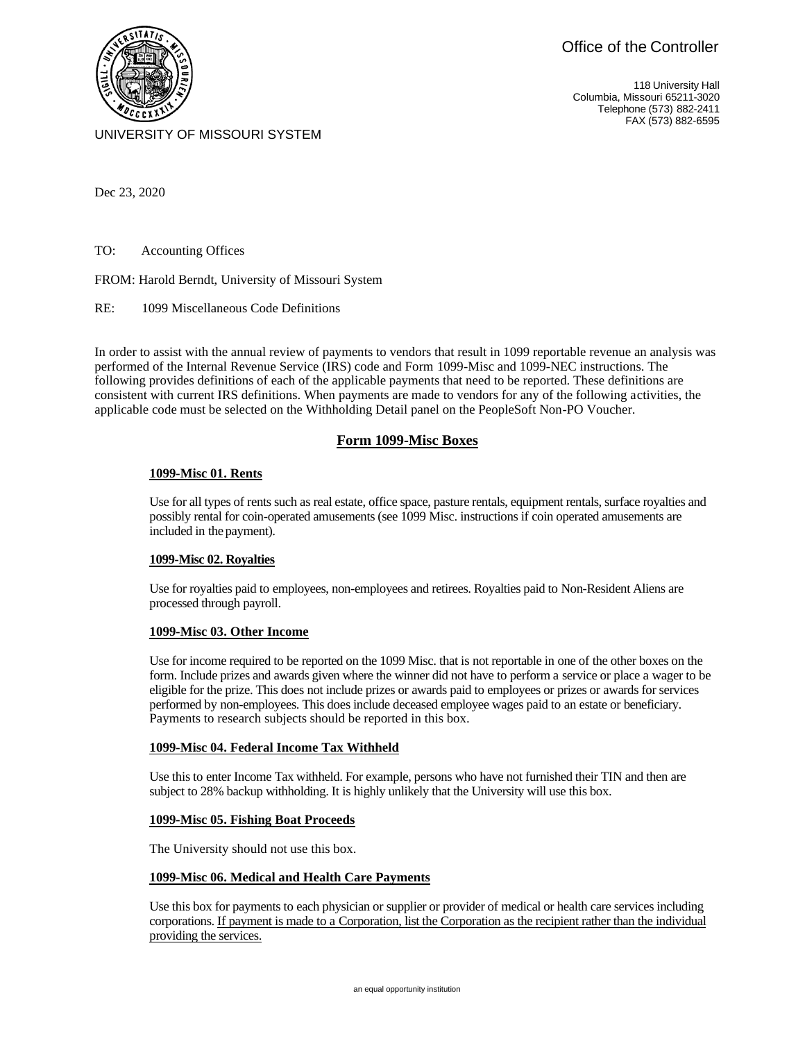Office of the Controller

118 University Hall
Columbia, Missouri 65211-3020
Telephone (573) 882-2411
FAX (573) 882-6595

UNIVERSITY OF MISSOURI SYSTEM

Dec 23, 2020

TO: Accounting Offices

FROM: Harold Berndt, University of Missouri System

RE: 1099 Miscellaneous Code Definitions

In order to assist with the annual review of payments to vendors that result in 1099 reportable revenue an analysis was performed of the Internal Revenue Service (IRS) code and Form 1099-Misc and 1099-NEC instructions. The following provides definitions of each of the applicable payments that need to be reported. These definitions are consistent with current IRS definitions. When payments are made to vendors for any of the following activities, the applicable code must be selected on the Withholding Detail panel on the PeopleSoft Non-PO Voucher.

## Form 1099-Misc Boxes

### 1099-Misc 01. Rents

Use for all types of rents such as real estate, office space, pasture rentals, equipment rentals, surface royalties and possibly rental for coin-operated amusements (see 1099 Misc. instructions if coin operated amusements are included in the payment).

### 1099-Misc 02. Royalties

Use for royalties paid to employees, non-employees and retirees. Royalties paid to Non-Resident Aliens are processed through payroll.

### 1099-Misc 03. Other Income

Use for income required to be reported on the 1099 Misc. that is not reportable in one of the other boxes on the form. Include prizes and awards given where the winner did not have to perform a service or place a wager to be eligible for the prize. This does not include prizes or awards paid to employees or prizes or awards for services performed by non-employees. This does include deceased employee wages paid to an estate or beneficiary. Payments to research subjects should be reported in this box.

### 1099-Misc 04. Federal Income Tax Withheld

Use this to enter Income Tax withheld. For example, persons who have not furnished their TIN and then are subject to 28% backup withholding. It is highly unlikely that the University will use this box.

### 1099-Misc 05. Fishing Boat Proceeds

The University should not use this box.

### 1099-Misc 06. Medical and Health Care Payments

Use this box for payments to each physician or supplier or provider of medical or health care services including corporations. If payment is made to a Corporation, list the Corporation as the recipient rather than the individual providing the services.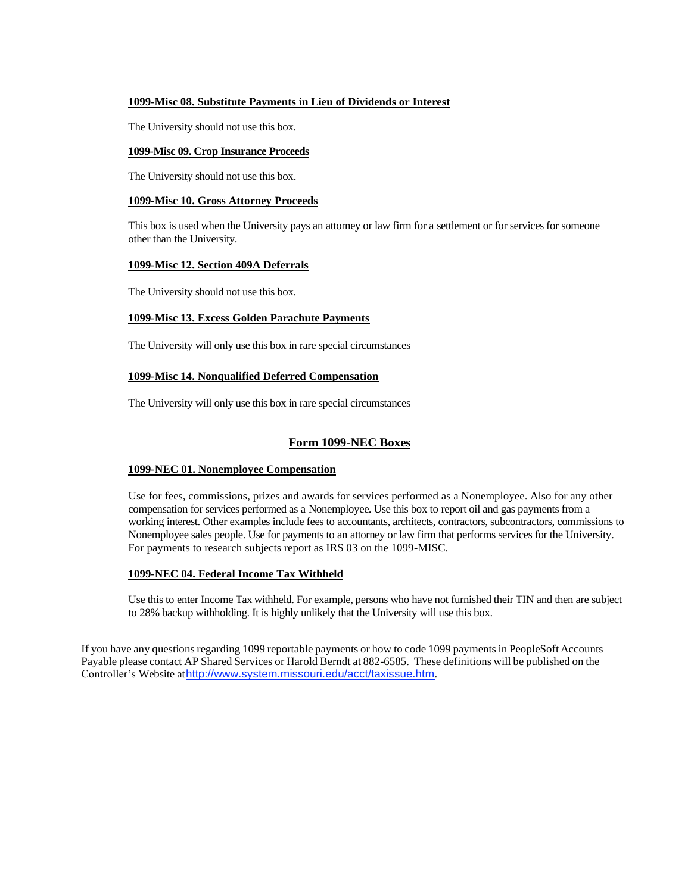**1099-Misc 08. Substitute Payments in Lieu of Dividends or Interest**

The University should not use this box.

**1099-Misc 09. Crop Insurance Proceeds**

The University should not use this box.

**1099-Misc 10. Gross Attorney Proceeds**

This box is used when the University pays an attorney or law firm for a settlement or for services for someone other than the University.

**1099-Misc 12. Section 409A Deferrals**

The University should not use this box.

**1099-Misc 13. Excess Golden Parachute Payments**

The University will only use this box in rare special circumstances

**1099-Misc 14. Nonqualified Deferred Compensation**

The University will only use this box in rare special circumstances

## Form 1099-NEC Boxes

**1099-NEC 01. Nonemployee Compensation**

Use for fees, commissions, prizes and awards for services performed as a Nonemployee. Also for any other compensation for services performed as a Nonemployee. Use this box to report oil and gas payments from a working interest. Other examples include fees to accountants, architects, contractors, subcontractors, commissions to Nonemployee sales people. Use for payments to an attorney or law firm that performs services for the University. For payments to research subjects report as IRS 03 on the 1099-MISC.

**1099-NEC 04. Federal Income Tax Withheld**

Use this to enter Income Tax withheld. For example, persons who have not furnished their TIN and then are subject to 28% backup withholding. It is highly unlikely that the University will use this box.

If you have any questions regarding 1099 reportable payments or how to code 1099 payments in PeopleSoft Accounts Payable please contact AP Shared Services or Harold Berndt at 882-6585. These definitions will be published on the Controller's Website at http://www.system.missouri.edu/acct/taxissue.htm.